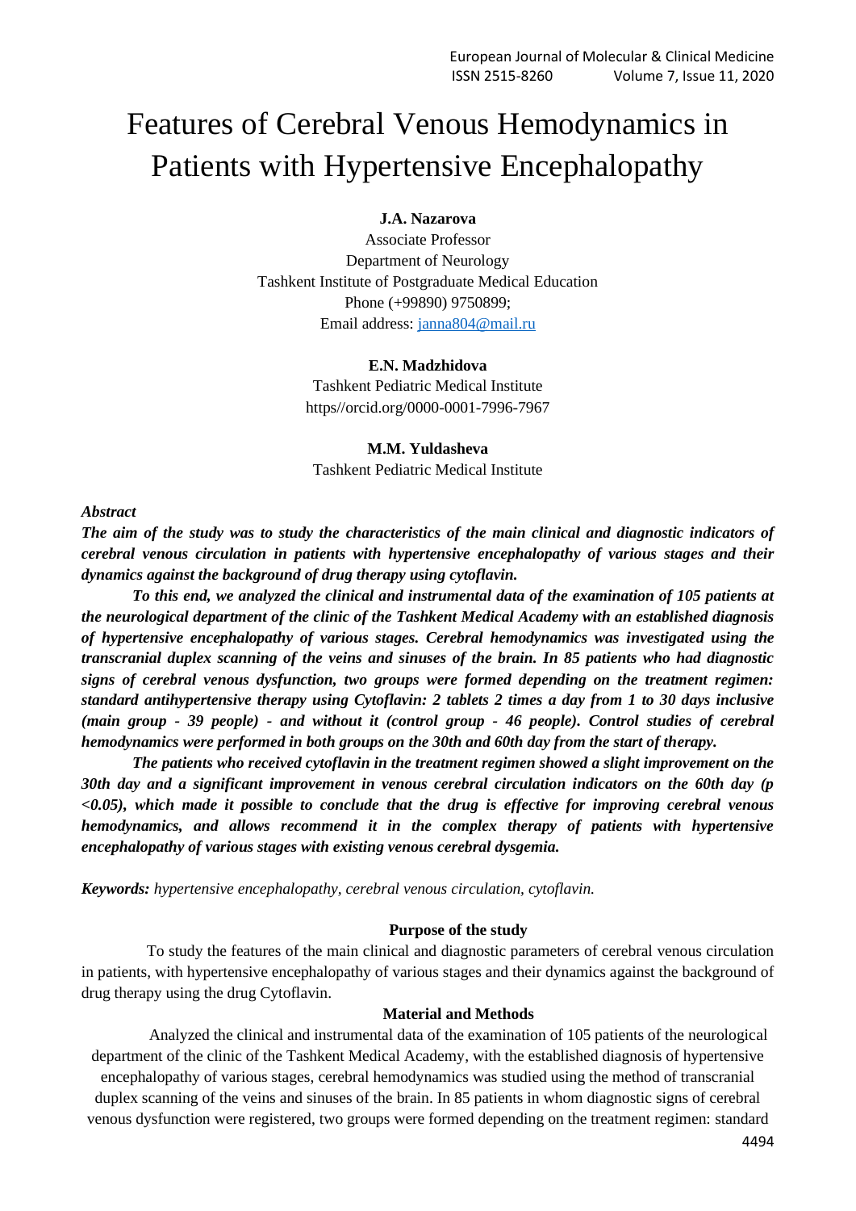# Features of Cerebral Venous Hemodynamics in Patients with Hypertensive Encephalopathy

**J.A. Nazarova**

Associate Professor
Department of Neurology
Tashkent Institute of Postgraduate Medical Education
Phone (+99890) 9750899;
Email address: janna804@mail.ru

**E.N. Madzhidova**

Tashkent Pediatric Medical Institute
https//orcid.org/0000-0001-7996-7967

**M.M. Yuldasheva**

Tashkent Pediatric Medical Institute

***Abstract***

***The aim of the study was to study the characteristics of the main clinical and diagnostic indicators of cerebral venous circulation in patients with hypertensive encephalopathy of various stages and their dynamics against the background of drug therapy using cytoflavin.***

***To this end, we analyzed the clinical and instrumental data of the examination of 105 patients at the neurological department of the clinic of the Tashkent Medical Academy with an established diagnosis of hypertensive encephalopathy of various stages. Cerebral hemodynamics was investigated using the transcranial duplex scanning of the veins and sinuses of the brain. In 85 patients who had diagnostic signs of cerebral venous dysfunction, two groups were formed depending on the treatment regimen: standard antihypertensive therapy using Cytoflavin: 2 tablets 2 times a day from 1 to 30 days inclusive (main group - 39 people) - and without it (control group - 46 people). Control studies of cerebral hemodynamics were performed in both groups on the 30th and 60th day from the start of therapy.***

***The patients who received cytoflavin in the treatment regimen showed a slight improvement on the 30th day and a significant improvement in venous cerebral circulation indicators on the 60th day ($p < 0.05$), which made it possible to conclude that the drug is effective for improving cerebral venous hemodynamics, and allows recommend it in the complex therapy of patients with hypertensive encephalopathy of various stages with existing venous cerebral dysgemia.***

***Keywords:*** *hypertensive encephalopathy, cerebral venous circulation, cytoflavin.*

**Purpose of the study**

To study the features of the main clinical and diagnostic parameters of cerebral venous circulation in patients, with hypertensive encephalopathy of various stages and their dynamics against the background of drug therapy using the drug Cytoflavin.

**Material and Methods**

Analyzed the clinical and instrumental data of the examination of 105 patients of the neurological department of the clinic of the Tashkent Medical Academy, with the established diagnosis of hypertensive encephalopathy of various stages, cerebral hemodynamics was studied using the method of transcranial duplex scanning of the veins and sinuses of the brain. In 85 patients in whom diagnostic signs of cerebral venous dysfunction were registered, two groups were formed depending on the treatment regimen: standard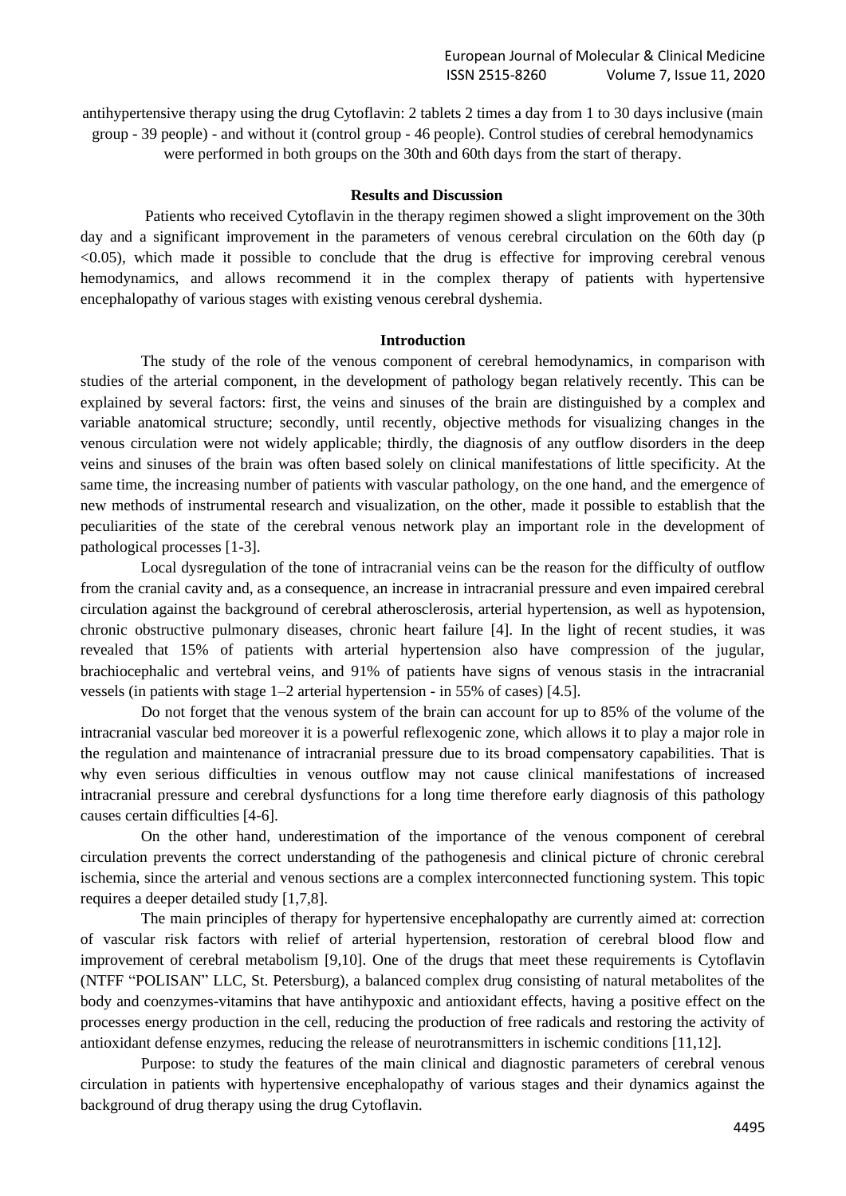antihypertensive therapy using the drug Cytoflavin: 2 tablets 2 times a day from 1 to 30 days inclusive (main group - 39 people) - and without it (control group - 46 people). Control studies of cerebral hemodynamics were performed in both groups on the 30th and 60th days from the start of therapy.

**Results and Discussion**

Patients who received Cytoflavin in the therapy regimen showed a slight improvement on the 30th day and a significant improvement in the parameters of venous cerebral circulation on the 60th day ($p < 0.05$), which made it possible to conclude that the drug is effective for improving cerebral venous hemodynamics, and allows recommend it in the complex therapy of patients with hypertensive encephalopathy of various stages with existing venous cerebral dyshemia.

## Introduction

The study of the role of the venous component of cerebral hemodynamics, in comparison with studies of the arterial component, in the development of pathology began relatively recently. This can be explained by several factors: first, the veins and sinuses of the brain are distinguished by a complex and variable anatomical structure; secondly, until recently, objective methods for visualizing changes in the venous circulation were not widely applicable; thirdly, the diagnosis of any outflow disorders in the deep veins and sinuses of the brain was often based solely on clinical manifestations of little specificity. At the same time, the increasing number of patients with vascular pathology, on the one hand, and the emergence of new methods of instrumental research and visualization, on the other, made it possible to establish that the peculiarities of the state of the cerebral venous network play an important role in the development of pathological processes [1-3].

Local dysregulation of the tone of intracranial veins can be the reason for the difficulty of outflow from the cranial cavity and, as a consequence, an increase in intracranial pressure and even impaired cerebral circulation against the background of cerebral atherosclerosis, arterial hypertension, as well as hypotension, chronic obstructive pulmonary diseases, chronic heart failure [4]. In the light of recent studies, it was revealed that 15% of patients with arterial hypertension also have compression of the jugular, brachiocephalic and vertebral veins, and 91% of patients have signs of venous stasis in the intracranial vessels (in patients with stage 1–2 arterial hypertension - in 55% of cases) [4.5].

Do not forget that the venous system of the brain can account for up to 85% of the volume of the intracranial vascular bed moreover it is a powerful reflexogenic zone, which allows it to play a major role in the regulation and maintenance of intracranial pressure due to its broad compensatory capabilities. That is why even serious difficulties in venous outflow may not cause clinical manifestations of increased intracranial pressure and cerebral dysfunctions for a long time therefore early diagnosis of this pathology causes certain difficulties [4-6].

On the other hand, underestimation of the importance of the venous component of cerebral circulation prevents the correct understanding of the pathogenesis and clinical picture of chronic cerebral ischemia, since the arterial and venous sections are a complex interconnected functioning system. This topic requires a deeper detailed study [1,7,8].

The main principles of therapy for hypertensive encephalopathy are currently aimed at: correction of vascular risk factors with relief of arterial hypertension, restoration of cerebral blood flow and improvement of cerebral metabolism [9,10]. One of the drugs that meet these requirements is Cytoflavin (NTFF "POLISAN" LLC, St. Petersburg), a balanced complex drug consisting of natural metabolites of the body and coenzymes-vitamins that have antihypoxic and antioxidant effects, having a positive effect on the processes energy production in the cell, reducing the production of free radicals and restoring the activity of antioxidant defense enzymes, reducing the release of neurotransmitters in ischemic conditions [11,12].

Purpose: to study the features of the main clinical and diagnostic parameters of cerebral venous circulation in patients with hypertensive encephalopathy of various stages and their dynamics against the background of drug therapy using the drug Cytoflavin.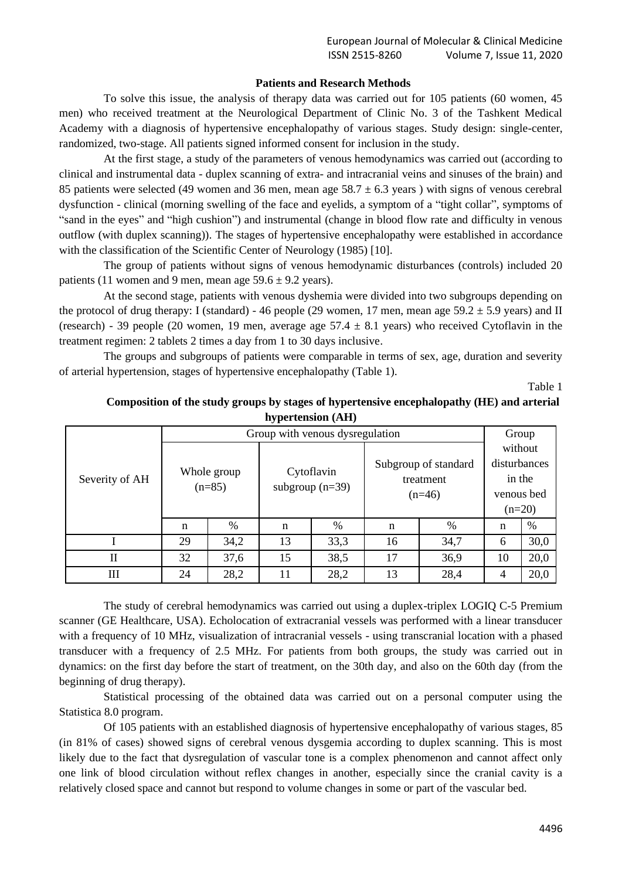## Patients and Research Methods

To solve this issue, the analysis of therapy data was carried out for 105 patients (60 women, 45 men) who received treatment at the Neurological Department of Clinic No. 3 of the Tashkent Medical Academy with a diagnosis of hypertensive encephalopathy of various stages. Study design: single-center, randomized, two-stage. All patients signed informed consent for inclusion in the study.

At the first stage, a study of the parameters of venous hemodynamics was carried out (according to clinical and instrumental data - duplex scanning of extra- and intracranial veins and sinuses of the brain) and 85 patients were selected (49 women and 36 men, mean age 58.7 ± 6.3 years ) with signs of venous cerebral dysfunction - clinical (morning swelling of the face and eyelids, a symptom of a "tight collar", symptoms of "sand in the eyes" and "high cushion") and instrumental (change in blood flow rate and difficulty in venous outflow (with duplex scanning)). The stages of hypertensive encephalopathy were established in accordance with the classification of the Scientific Center of Neurology (1985) [10].

The group of patients without signs of venous hemodynamic disturbances (controls) included 20 patients (11 women and 9 men, mean age 59.6 ± 9.2 years).

At the second stage, patients with venous dyshemia were divided into two subgroups depending on the protocol of drug therapy: I (standard) - 46 people (29 women, 17 men, mean age 59.2 ± 5.9 years) and II (research) - 39 people (20 women, 19 men, average age 57.4 ± 8.1 years) who received Cytoflavin in the treatment regimen: 2 tablets 2 times a day from 1 to 30 days inclusive.

The groups and subgroups of patients were comparable in terms of sex, age, duration and severity of arterial hypertension, stages of hypertensive encephalopathy (Table 1).

Table 1

**Composition of the study groups by stages of hypertensive encephalopathy (HE) and arterial hypertension (AH)**

| Severity of AH | Group with venous dysregulation | | | | | | Group without disturbances in the venous bed (n=20) | |
|---|---|---|---|---|---|---|---|---|
| | Whole group (n=85) | | Cytoflavin subgroup (n=39) | | Subgroup of standard treatment (n=46) | | | |
| | n | % | n | % | n | % | n | % |
| I | 29 | 34,2 | 13 | 33,3 | 16 | 34,7 | 6 | 30,0 |
| II | 32 | 37,6 | 15 | 38,5 | 17 | 36,9 | 10 | 20,0 |
| III | 24 | 28,2 | 11 | 28,2 | 13 | 28,4 | 4 | 20,0 |

The study of cerebral hemodynamics was carried out using a duplex-triplex LOGIQ C-5 Premium scanner (GE Healthcare, USA). Echolocation of extracranial vessels was performed with a linear transducer with a frequency of 10 MHz, visualization of intracranial vessels - using transcranial location with a phased transducer with a frequency of 2.5 MHz. For patients from both groups, the study was carried out in dynamics: on the first day before the start of treatment, on the 30th day, and also on the 60th day (from the beginning of drug therapy).

Statistical processing of the obtained data was carried out on a personal computer using the Statistica 8.0 program.

Of 105 patients with an established diagnosis of hypertensive encephalopathy of various stages, 85 (in 81% of cases) showed signs of cerebral venous dysgemia according to duplex scanning. This is most likely due to the fact that dysregulation of vascular tone is a complex phenomenon and cannot affect only one link of blood circulation without reflex changes in another, especially since the cranial cavity is a relatively closed space and cannot but respond to volume changes in some or part of the vascular bed.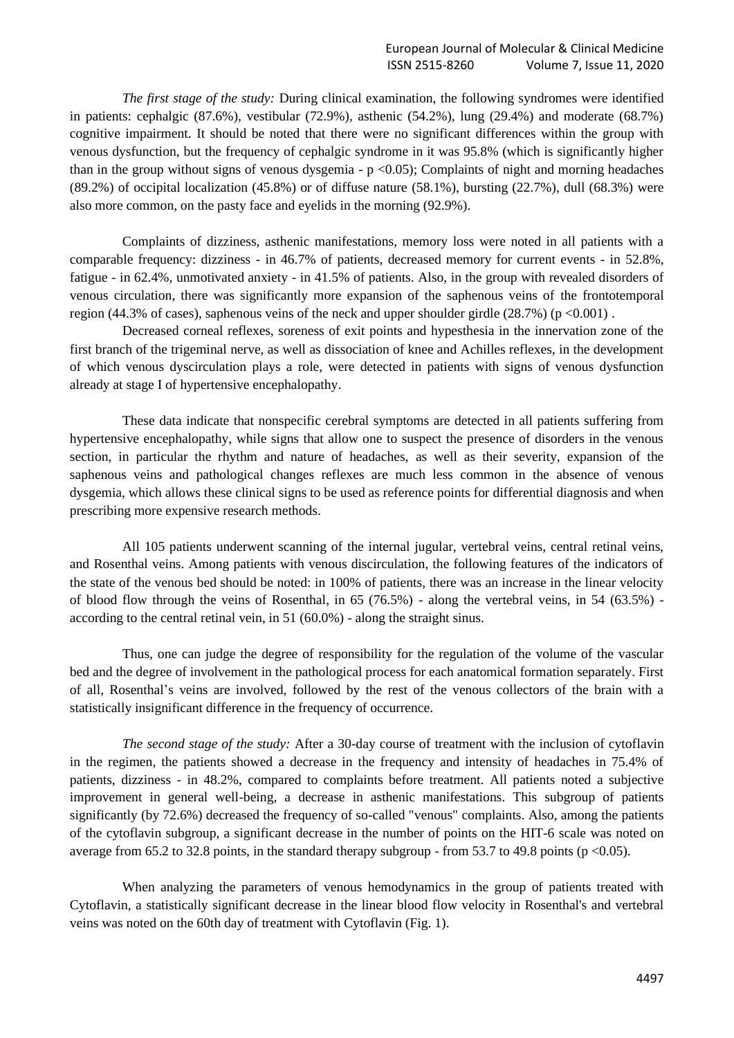*The first stage of the study:* During clinical examination, the following syndromes were identified in patients: cephalgic (87.6%), vestibular (72.9%), asthenic (54.2%), lung (29.4%) and moderate (68.7%) cognitive impairment. It should be noted that there were no significant differences within the group with venous dysfunction, but the frequency of cephalgic syndrome in it was 95.8% (which is significantly higher than in the group without signs of venous dysgemia - $p < 0.05$); Complaints of night and morning headaches (89.2%) of occipital localization (45.8%) or of diffuse nature (58.1%), bursting (22.7%), dull (68.3%) were also more common, on the pasty face and eyelids in the morning (92.9%).

Complaints of dizziness, asthenic manifestations, memory loss were noted in all patients with a comparable frequency: dizziness - in 46.7% of patients, decreased memory for current events - in 52.8%, fatigue - in 62.4%, unmotivated anxiety - in 41.5% of patients. Also, in the group with revealed disorders of venous circulation, there was significantly more expansion of the saphenous veins of the frontotemporal region (44.3% of cases), saphenous veins of the neck and upper shoulder girdle (28.7%) ($p < 0.001$) .

Decreased corneal reflexes, soreness of exit points and hypesthesia in the innervation zone of the first branch of the trigeminal nerve, as well as dissociation of knee and Achilles reflexes, in the development of which venous dyscirculation plays a role, were detected in patients with signs of venous dysfunction already at stage I of hypertensive encephalopathy.

These data indicate that nonspecific cerebral symptoms are detected in all patients suffering from hypertensive encephalopathy, while signs that allow one to suspect the presence of disorders in the venous section, in particular the rhythm and nature of headaches, as well as their severity, expansion of the saphenous veins and pathological changes reflexes are much less common in the absence of venous dysgemia, which allows these clinical signs to be used as reference points for differential diagnosis and when prescribing more expensive research methods.

All 105 patients underwent scanning of the internal jugular, vertebral veins, central retinal veins, and Rosenthal veins. Among patients with venous discirculation, the following features of the indicators of the state of the venous bed should be noted: in 100% of patients, there was an increase in the linear velocity of blood flow through the veins of Rosenthal, in 65 (76.5%) - along the vertebral veins, in 54 (63.5%) - according to the central retinal vein, in 51 (60.0%) - along the straight sinus.

Thus, one can judge the degree of responsibility for the regulation of the volume of the vascular bed and the degree of involvement in the pathological process for each anatomical formation separately. First of all, Rosenthal's veins are involved, followed by the rest of the venous collectors of the brain with a statistically insignificant difference in the frequency of occurrence.

*The second stage of the study:* After a 30-day course of treatment with the inclusion of cytoflavin in the regimen, the patients showed a decrease in the frequency and intensity of headaches in 75.4% of patients, dizziness - in 48.2%, compared to complaints before treatment. All patients noted a subjective improvement in general well-being, a decrease in asthenic manifestations. This subgroup of patients significantly (by 72.6%) decreased the frequency of so-called "venous" complaints. Also, among the patients of the cytoflavin subgroup, a significant decrease in the number of points on the HIT-6 scale was noted on average from 65.2 to 32.8 points, in the standard therapy subgroup - from 53.7 to 49.8 points ($p < 0.05$).

When analyzing the parameters of venous hemodynamics in the group of patients treated with Cytoflavin, a statistically significant decrease in the linear blood flow velocity in Rosenthal's and vertebral veins was noted on the 60th day of treatment with Cytoflavin (Fig. 1).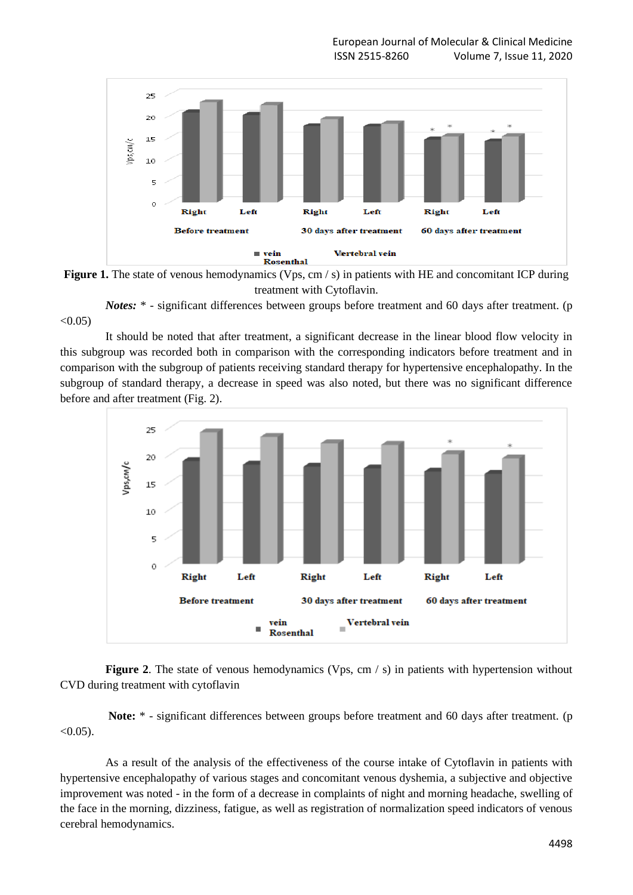**Figure 1.** The state of venous hemodynamics (Vps, cm / s) in patients with HE and concomitant ICP during treatment with Cytoflavin.

***Notes:*** * - significant differences between groups before treatment and 60 days after treatment. ($p < 0.05$)

It should be noted that after treatment, a significant decrease in the linear blood flow velocity in this subgroup was recorded both in comparison with the corresponding indicators before treatment and in comparison with the subgroup of patients receiving standard therapy for hypertensive encephalopathy. In the subgroup of standard therapy, a decrease in speed was also noted, but there was no significant difference before and after treatment (Fig. 2).

**Figure 2**. The state of venous hemodynamics (Vps, cm / s) in patients with hypertension without CVD during treatment with cytoflavin

**Note:** * - significant differences between groups before treatment and 60 days after treatment. ($p < 0.05$).

As a result of the analysis of the effectiveness of the course intake of Cytoflavin in patients with hypertensive encephalopathy of various stages and concomitant venous dyshemia, a subjective and objective improvement was noted - in the form of a decrease in complaints of night and morning headache, swelling of the face in the morning, dizziness, fatigue, as well as registration of normalization speed indicators of venous cerebral hemodynamics.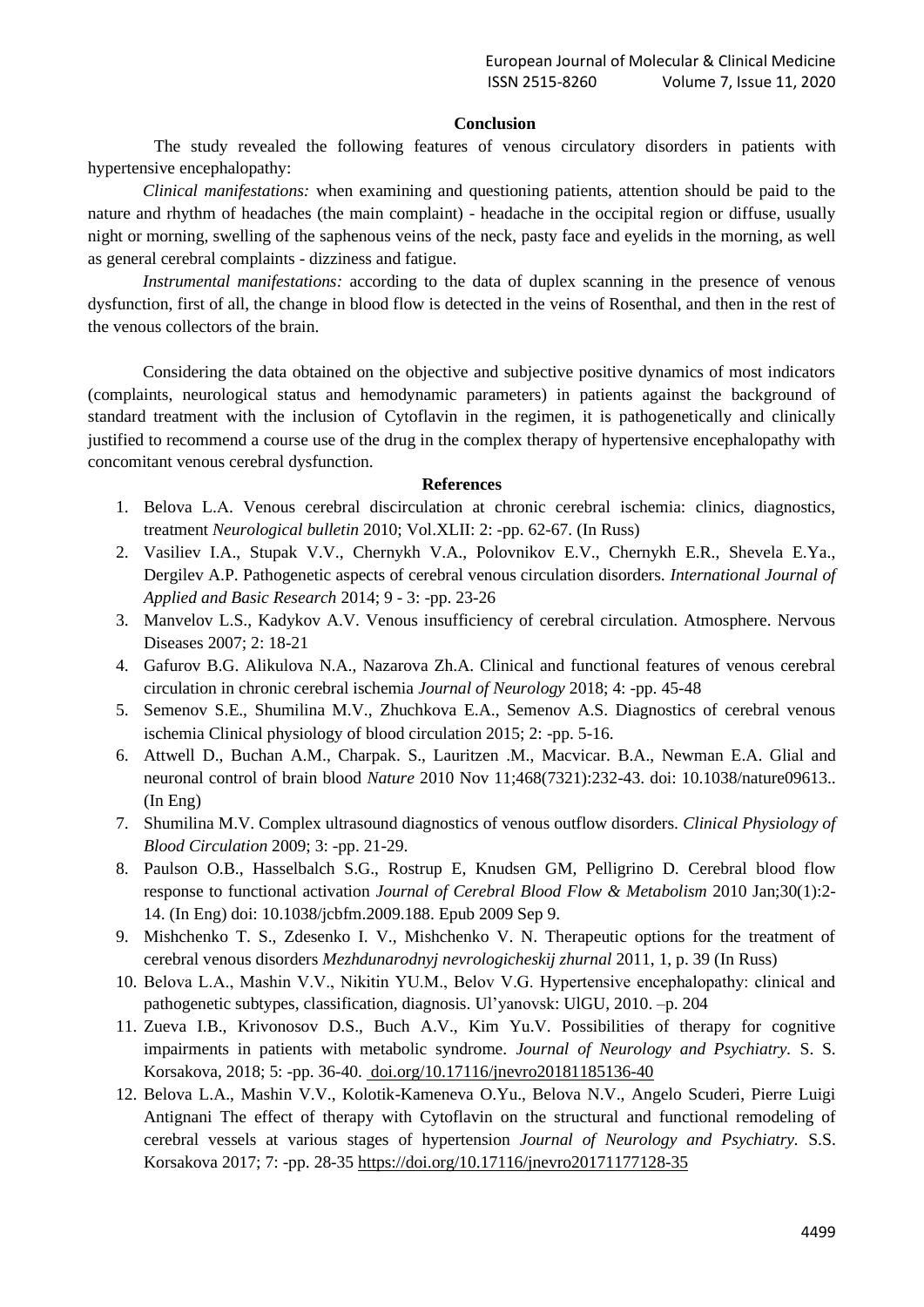## Conclusion

The study revealed the following features of venous circulatory disorders in patients with hypertensive encephalopathy:

*Clinical manifestations:* when examining and questioning patients, attention should be paid to the nature and rhythm of headaches (the main complaint) - headache in the occipital region or diffuse, usually night or morning, swelling of the saphenous veins of the neck, pasty face and eyelids in the morning, as well as general cerebral complaints - dizziness and fatigue.

*Instrumental manifestations:* according to the data of duplex scanning in the presence of venous dysfunction, first of all, the change in blood flow is detected in the veins of Rosenthal, and then in the rest of the venous collectors of the brain.

Considering the data obtained on the objective and subjective positive dynamics of most indicators (complaints, neurological status and hemodynamic parameters) in patients against the background of standard treatment with the inclusion of Cytoflavin in the regimen, it is pathogenetically and clinically justified to recommend a course use of the drug in the complex therapy of hypertensive encephalopathy with concomitant venous cerebral dysfunction.

## References

1. Belova L.A. Venous cerebral discirculation at chronic cerebral ischemia: clinics, diagnostics, treatment *Neurological bulletin* 2010; Vol.XLII: 2: -pp. 62-67. (In Russ)
2. Vasiliev I.A., Stupak V.V., Chernykh V.A., Polovnikov E.V., Chernykh E.R., Shevela E.Ya., Dergilev A.P. Pathogenetic aspects of cerebral venous circulation disorders. *International Journal of Applied and Basic Research* 2014; 9 - 3: -pp. 23-26
3. Manvelov L.S., Kadykov A.V. Venous insufficiency of cerebral circulation. Atmosphere. Nervous Diseases 2007; 2: 18-21
4. Gafurov B.G. Alikulova N.A., Nazarova Zh.A. Clinical and functional features of venous cerebral circulation in chronic cerebral ischemia *Journal of Neurology* 2018; 4: -pp. 45-48
5. Semenov S.E., Shumilina M.V., Zhuchkova E.A., Semenov A.S. Diagnostics of cerebral venous ischemia Clinical physiology of blood circulation 2015; 2: -pp. 5-16.
6. Attwell D., Buchan A.M., Charpak. S., Lauritzen .M., Macvicar. B.A., Newman E.A. Glial and neuronal control of brain blood *Nature* 2010 Nov 11;468(7321):232-43. doi: 10.1038/nature09613.. (In Eng)
7. Shumilina M.V. Complex ultrasound diagnostics of venous outflow disorders. *Clinical Physiology of Blood Circulation* 2009; 3: -pp. 21-29.
8. Paulson O.B., Hasselbalch S.G., Rostrup E, Knudsen GM, Pelligrino D. Cerebral blood flow response to functional activation *Journal of Cerebral Blood Flow & Metabolism* 2010 Jan;30(1):2-14. (In Eng) doi: 10.1038/jcbfm.2009.188. Epub 2009 Sep 9.
9. Mishchenko T. S., Zdesenko I. V., Mishchenko V. N. Therapeutic options for the treatment of cerebral venous disorders *Mezhdunarodnyj nevrologicheskij zhurnal* 2011, 1, p. 39 (In Russ)
10. Belova L.A., Mashin V.V., Nikitin YU.M., Belov V.G. Hypertensive encephalopathy: clinical and pathogenetic subtypes, classification, diagnosis. Ul'yanovsk: UlGU, 2010. –p. 204
11. Zueva I.B., Krivonosov D.S., Buch A.V., Kim Yu.V. Possibilities of therapy for cognitive impairments in patients with metabolic syndrome. *Journal of Neurology and Psychiatry*. S. S. Korsakova, 2018; 5: -pp. 36-40. doi.org/10.17116/jnevro20181185136-40
12. Belova L.A., Mashin V.V., Kolotik-Kameneva O.Yu., Belova N.V., Angelo Scuderi, Pierre Luigi Antignani The effect of therapy with Cytoflavin on the structural and functional remodeling of cerebral vessels at various stages of hypertension *Journal of Neurology and Psychiatry*. S.S. Korsakova 2017; 7: -pp. 28-35 https://doi.org/10.17116/jnevro20171177128-35